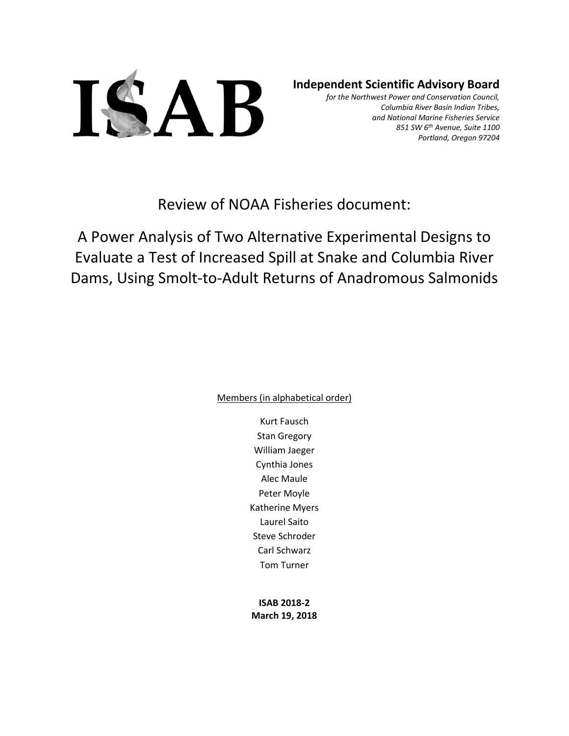# ISAB

**Independent Scientific Advisory Board**

*for the Northwest Power and Conservation Council,*
*Columbia River Basin Indian Tribes,*
*and National Marine Fisheries Service*
*851 SW 6th Avenue, Suite 1100*
*Portland, Oregon 97204*

# Review of NOAA Fisheries document:

# A Power Analysis of Two Alternative Experimental Designs to Evaluate a Test of Increased Spill at Snake and Columbia River Dams, Using Smolt-to-Adult Returns of Anadromous Salmonids

Members (in alphabetical order)

Kurt Fausch
Stan Gregory
William Jaeger
Cynthia Jones
Alec Maule
Peter Moyle
Katherine Myers
Laurel Saito
Steve Schroder
Carl Schwarz
Tom Turner

**ISAB 2018-2**
**March 19, 2018**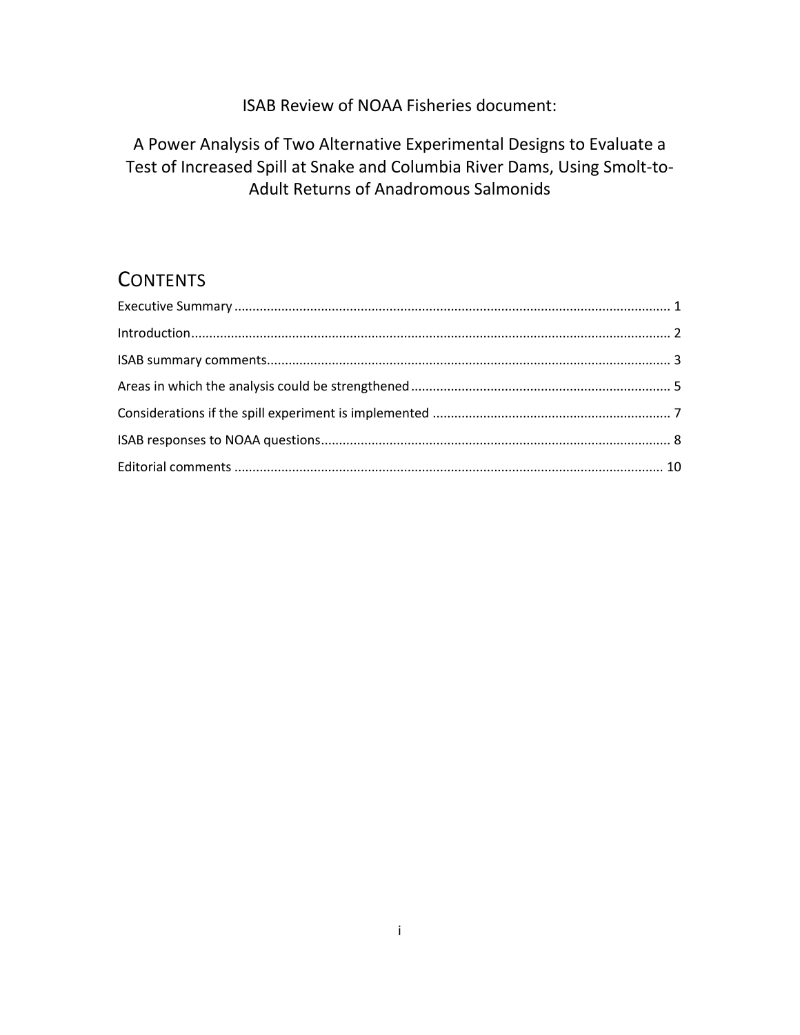ISAB Review of NOAA Fisheries document:

# A Power Analysis of Two Alternative Experimental Designs to Evaluate a Test of Increased Spill at Snake and Columbia River Dams, Using Smolt-to-Adult Returns of Anadromous Salmonids

## CONTENTS

- Executive Summary ........ 1
- Introduction ........ 2
- ISAB summary comments ........ 3
- Areas in which the analysis could be strengthened ........ 5
- Considerations if the spill experiment is implemented ........ 7
- ISAB responses to NOAA questions ........ 8
- Editorial comments ........ 10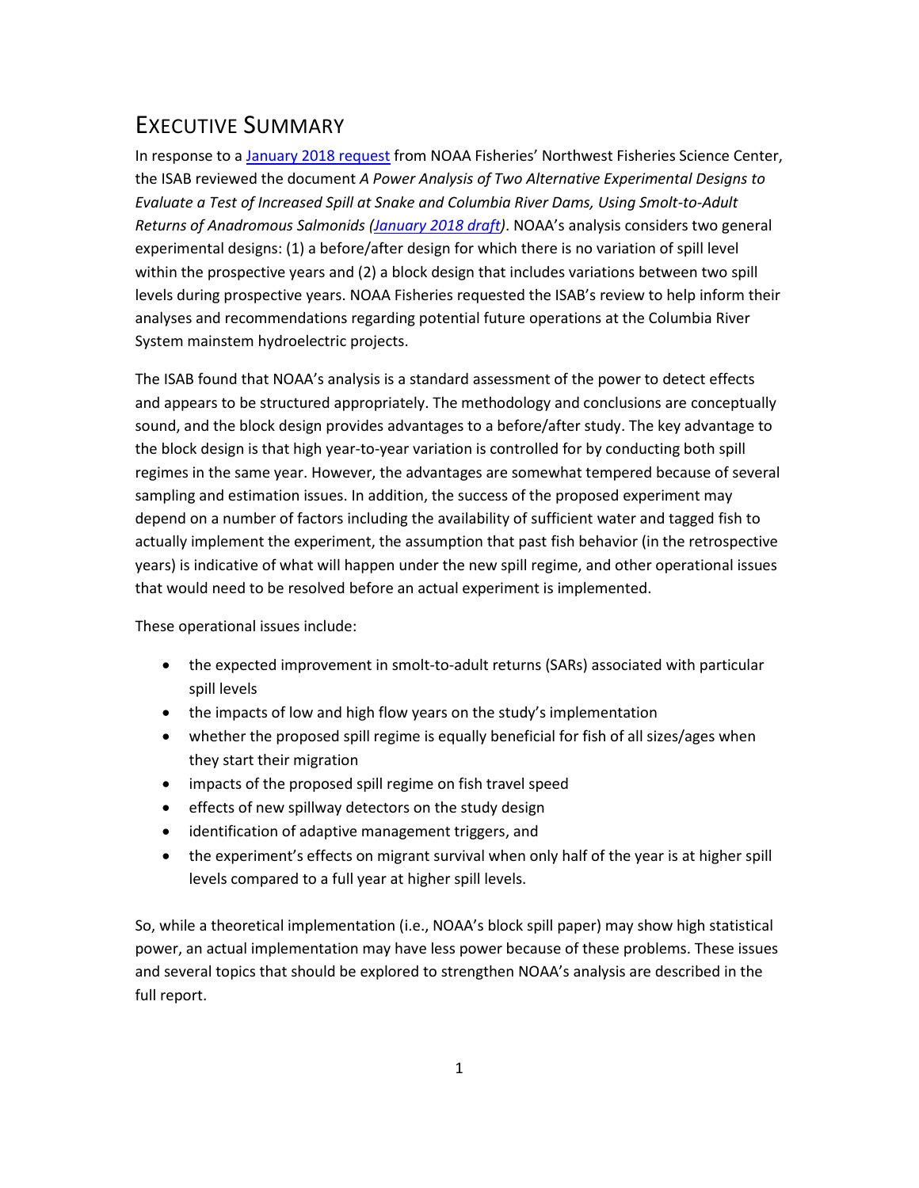# Executive Summary

In response to a January 2018 request from NOAA Fisheries' Northwest Fisheries Science Center, the ISAB reviewed the document *A Power Analysis of Two Alternative Experimental Designs to Evaluate a Test of Increased Spill at Snake and Columbia River Dams, Using Smolt-to-Adult Returns of Anadromous Salmonids (January 2018 draft)*. NOAA's analysis considers two general experimental designs: (1) a before/after design for which there is no variation of spill level within the prospective years and (2) a block design that includes variations between two spill levels during prospective years. NOAA Fisheries requested the ISAB's review to help inform their analyses and recommendations regarding potential future operations at the Columbia River System mainstem hydroelectric projects.

The ISAB found that NOAA's analysis is a standard assessment of the power to detect effects and appears to be structured appropriately. The methodology and conclusions are conceptually sound, and the block design provides advantages to a before/after study. The key advantage to the block design is that high year-to-year variation is controlled for by conducting both spill regimes in the same year. However, the advantages are somewhat tempered because of several sampling and estimation issues. In addition, the success of the proposed experiment may depend on a number of factors including the availability of sufficient water and tagged fish to actually implement the experiment, the assumption that past fish behavior (in the retrospective years) is indicative of what will happen under the new spill regime, and other operational issues that would need to be resolved before an actual experiment is implemented.

These operational issues include:

- the expected improvement in smolt-to-adult returns (SARs) associated with particular spill levels
- the impacts of low and high flow years on the study's implementation
- whether the proposed spill regime is equally beneficial for fish of all sizes/ages when they start their migration
- impacts of the proposed spill regime on fish travel speed
- effects of new spillway detectors on the study design
- identification of adaptive management triggers, and
- the experiment's effects on migrant survival when only half of the year is at higher spill levels compared to a full year at higher spill levels.

So, while a theoretical implementation (i.e., NOAA's block spill paper) may show high statistical power, an actual implementation may have less power because of these problems. These issues and several topics that should be explored to strengthen NOAA's analysis are described in the full report.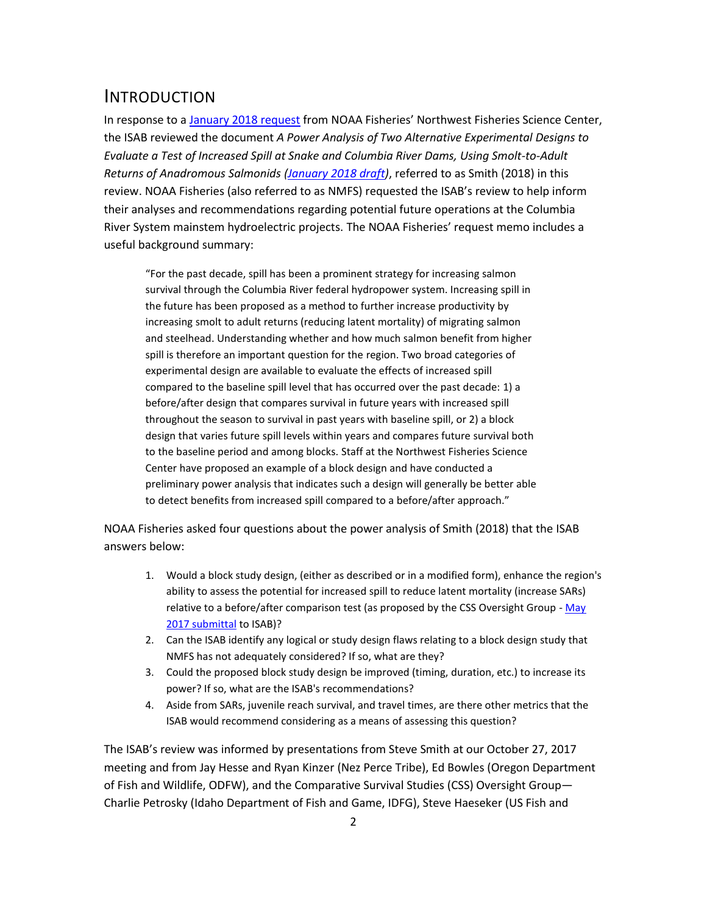# INTRODUCTION

In response to a January 2018 request from NOAA Fisheries' Northwest Fisheries Science Center, the ISAB reviewed the document *A Power Analysis of Two Alternative Experimental Designs to Evaluate a Test of Increased Spill at Snake and Columbia River Dams, Using Smolt-to-Adult Returns of Anadromous Salmonids (January 2018 draft)*, referred to as Smith (2018) in this review. NOAA Fisheries (also referred to as NMFS) requested the ISAB's review to help inform their analyses and recommendations regarding potential future operations at the Columbia River System mainstem hydroelectric projects. The NOAA Fisheries' request memo includes a useful background summary:

> "For the past decade, spill has been a prominent strategy for increasing salmon survival through the Columbia River federal hydropower system. Increasing spill in the future has been proposed as a method to further increase productivity by increasing smolt to adult returns (reducing latent mortality) of migrating salmon and steelhead. Understanding whether and how much salmon benefit from higher spill is therefore an important question for the region. Two broad categories of experimental design are available to evaluate the effects of increased spill compared to the baseline spill level that has occurred over the past decade: 1) a before/after design that compares survival in future years with increased spill throughout the season to survival in past years with baseline spill, or 2) a block design that varies future spill levels within years and compares future survival both to the baseline period and among blocks. Staff at the Northwest Fisheries Science Center have proposed an example of a block design and have conducted a preliminary power analysis that indicates such a design will generally be better able to detect benefits from increased spill compared to a before/after approach."

NOAA Fisheries asked four questions about the power analysis of Smith (2018) that the ISAB answers below:

1. Would a block study design, (either as described or in a modified form), enhance the region's ability to assess the potential for increased spill to reduce latent mortality (increase SARs) relative to a before/after comparison test (as proposed by the CSS Oversight Group - May 2017 submittal to ISAB)?
2. Can the ISAB identify any logical or study design flaws relating to a block design study that NMFS has not adequately considered? If so, what are they?
3. Could the proposed block study design be improved (timing, duration, etc.) to increase its power? If so, what are the ISAB's recommendations?
4. Aside from SARs, juvenile reach survival, and travel times, are there other metrics that the ISAB would recommend considering as a means of assessing this question?

The ISAB's review was informed by presentations from Steve Smith at our October 27, 2017 meeting and from Jay Hesse and Ryan Kinzer (Nez Perce Tribe), Ed Bowles (Oregon Department of Fish and Wildlife, ODFW), and the Comparative Survival Studies (CSS) Oversight Group—Charlie Petrosky (Idaho Department of Fish and Game, IDFG), Steve Haeseker (US Fish and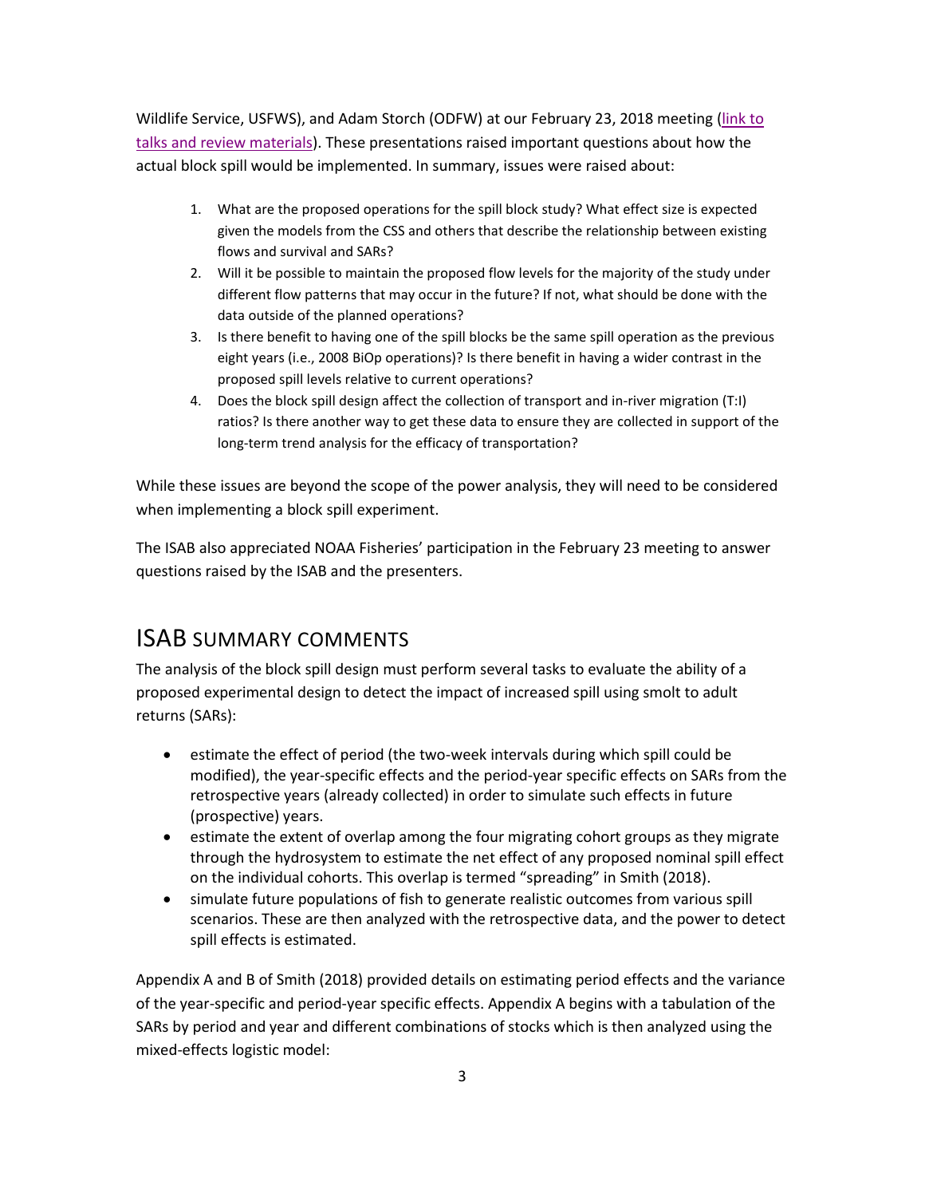Wildlife Service, USFWS), and Adam Storch (ODFW) at our February 23, 2018 meeting (link to talks and review materials). These presentations raised important questions about how the actual block spill would be implemented. In summary, issues were raised about:

1. What are the proposed operations for the spill block study? What effect size is expected given the models from the CSS and others that describe the relationship between existing flows and survival and SARs?
2. Will it be possible to maintain the proposed flow levels for the majority of the study under different flow patterns that may occur in the future? If not, what should be done with the data outside of the planned operations?
3. Is there benefit to having one of the spill blocks be the same spill operation as the previous eight years (i.e., 2008 BiOp operations)? Is there benefit in having a wider contrast in the proposed spill levels relative to current operations?
4. Does the block spill design affect the collection of transport and in-river migration (T:I) ratios? Is there another way to get these data to ensure they are collected in support of the long-term trend analysis for the efficacy of transportation?

While these issues are beyond the scope of the power analysis, they will need to be considered when implementing a block spill experiment.

The ISAB also appreciated NOAA Fisheries' participation in the February 23 meeting to answer questions raised by the ISAB and the presenters.

## ISAB SUMMARY COMMENTS

The analysis of the block spill design must perform several tasks to evaluate the ability of a proposed experimental design to detect the impact of increased spill using smolt to adult returns (SARs):

- estimate the effect of period (the two-week intervals during which spill could be modified), the year-specific effects and the period-year specific effects on SARs from the retrospective years (already collected) in order to simulate such effects in future (prospective) years.
- estimate the extent of overlap among the four migrating cohort groups as they migrate through the hydrosystem to estimate the net effect of any proposed nominal spill effect on the individual cohorts. This overlap is termed "spreading" in Smith (2018).
- simulate future populations of fish to generate realistic outcomes from various spill scenarios. These are then analyzed with the retrospective data, and the power to detect spill effects is estimated.

Appendix A and B of Smith (2018) provided details on estimating period effects and the variance of the year-specific and period-year specific effects. Appendix A begins with a tabulation of the SARs by period and year and different combinations of stocks which is then analyzed using the mixed-effects logistic model: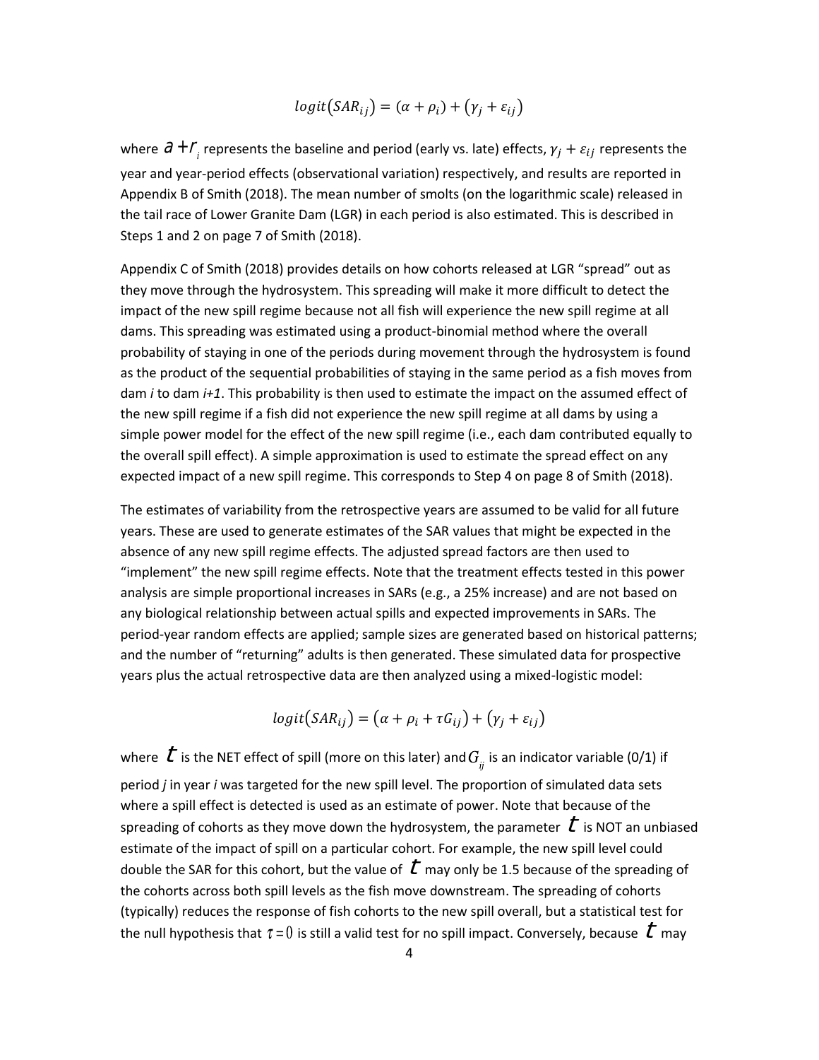$$logit(SAR_{ij}) = (\alpha + \rho_i) + (\gamma_j + \varepsilon_{ij})$$

where $\alpha + \rho_i$ represents the baseline and period (early vs. late) effects, $\gamma_j + \varepsilon_{ij}$ represents the year and year-period effects (observational variation) respectively, and results are reported in Appendix B of Smith (2018). The mean number of smolts (on the logarithmic scale) released in the tail race of Lower Granite Dam (LGR) in each period is also estimated. This is described in Steps 1 and 2 on page 7 of Smith (2018).

Appendix C of Smith (2018) provides details on how cohorts released at LGR "spread" out as they move through the hydrosystem. This spreading will make it more difficult to detect the impact of the new spill regime because not all fish will experience the new spill regime at all dams. This spreading was estimated using a product-binomial method where the overall probability of staying in one of the periods during movement through the hydrosystem is found as the product of the sequential probabilities of staying in the same period as a fish moves from dam *i* to dam *i+1*. This probability is then used to estimate the impact on the assumed effect of the new spill regime if a fish did not experience the new spill regime at all dams by using a simple power model for the effect of the new spill regime (i.e., each dam contributed equally to the overall spill effect). A simple approximation is used to estimate the spread effect on any expected impact of a new spill regime. This corresponds to Step 4 on page 8 of Smith (2018).

The estimates of variability from the retrospective years are assumed to be valid for all future years. These are used to generate estimates of the SAR values that might be expected in the absence of any new spill regime effects. The adjusted spread factors are then used to "implement" the new spill regime effects. Note that the treatment effects tested in this power analysis are simple proportional increases in SARs (e.g., a 25% increase) and are not based on any biological relationship between actual spills and expected improvements in SARs. The period-year random effects are applied; sample sizes are generated based on historical patterns; and the number of "returning" adults is then generated. These simulated data for prospective years plus the actual retrospective data are then analyzed using a mixed-logistic model:

$$logit(SAR_{ij}) = (\alpha + \rho_i + \tau G_{ij}) + (\gamma_j + \varepsilon_{ij})$$

where $\tau$ is the NET effect of spill (more on this later) and $G_{ij}$ is an indicator variable (0/1) if period *j* in year *i* was targeted for the new spill level. The proportion of simulated data sets where a spill effect is detected is used as an estimate of power. Note that because of the spreading of cohorts as they move down the hydrosystem, the parameter $\tau$ is NOT an unbiased estimate of the impact of spill on a particular cohort. For example, the new spill level could double the SAR for this cohort, but the value of $\tau$ may only be 1.5 because of the spreading of the cohorts across both spill levels as the fish move downstream. The spreading of cohorts (typically) reduces the response of fish cohorts to the new spill overall, but a statistical test for the null hypothesis that $\tau = 0$ is still a valid test for no spill impact. Conversely, because $\tau$ may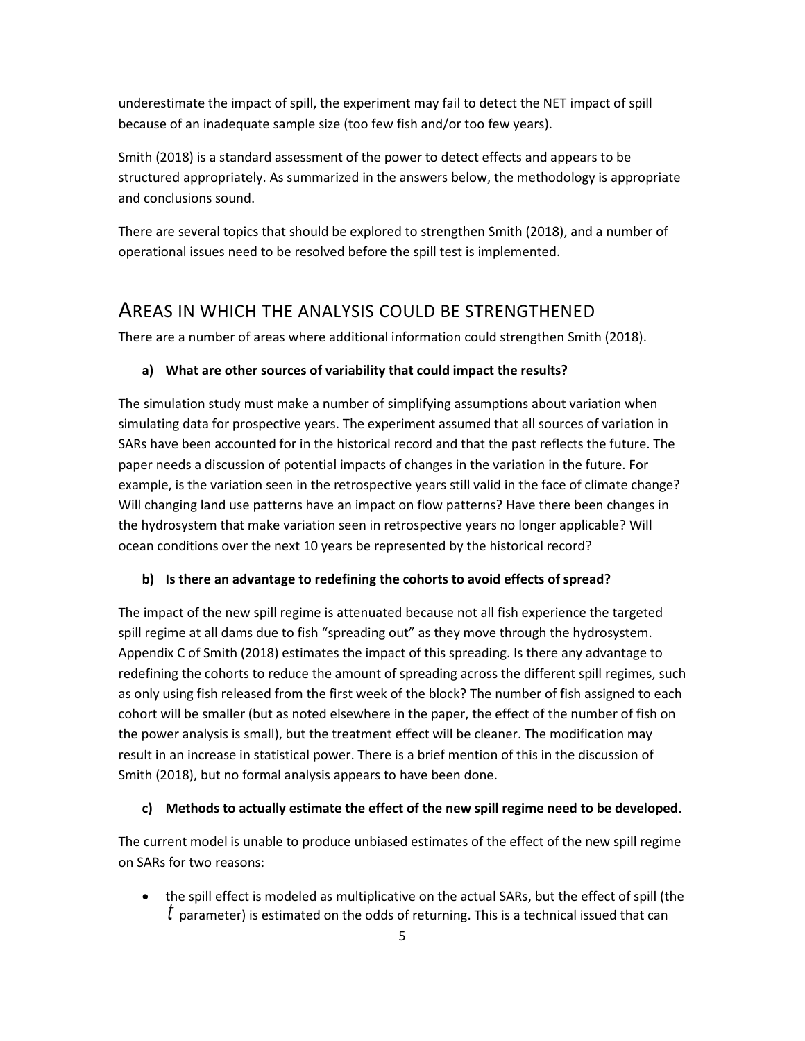underestimate the impact of spill, the experiment may fail to detect the NET impact of spill because of an inadequate sample size (too few fish and/or too few years).

Smith (2018) is a standard assessment of the power to detect effects and appears to be structured appropriately. As summarized in the answers below, the methodology is appropriate and conclusions sound.

There are several topics that should be explored to strengthen Smith (2018), and a number of operational issues need to be resolved before the spill test is implemented.

## AREAS IN WHICH THE ANALYSIS COULD BE STRENGTHENED

There are a number of areas where additional information could strengthen Smith (2018).

**a) What are other sources of variability that could impact the results?**

The simulation study must make a number of simplifying assumptions about variation when simulating data for prospective years. The experiment assumed that all sources of variation in SARs have been accounted for in the historical record and that the past reflects the future. The paper needs a discussion of potential impacts of changes in the variation in the future. For example, is the variation seen in the retrospective years still valid in the face of climate change? Will changing land use patterns have an impact on flow patterns? Have there been changes in the hydrosystem that make variation seen in retrospective years no longer applicable? Will ocean conditions over the next 10 years be represented by the historical record?

**b) Is there an advantage to redefining the cohorts to avoid effects of spread?**

The impact of the new spill regime is attenuated because not all fish experience the targeted spill regime at all dams due to fish "spreading out" as they move through the hydrosystem. Appendix C of Smith (2018) estimates the impact of this spreading. Is there any advantage to redefining the cohorts to reduce the amount of spreading across the different spill regimes, such as only using fish released from the first week of the block? The number of fish assigned to each cohort will be smaller (but as noted elsewhere in the paper, the effect of the number of fish on the power analysis is small), but the treatment effect will be cleaner. The modification may result in an increase in statistical power. There is a brief mention of this in the discussion of Smith (2018), but no formal analysis appears to have been done.

**c) Methods to actually estimate the effect of the new spill regime need to be developed.**

The current model is unable to produce unbiased estimates of the effect of the new spill regime on SARs for two reasons:

- the spill effect is modeled as multiplicative on the actual SARs, but the effect of spill (the $t$ parameter) is estimated on the odds of returning. This is a technical issued that can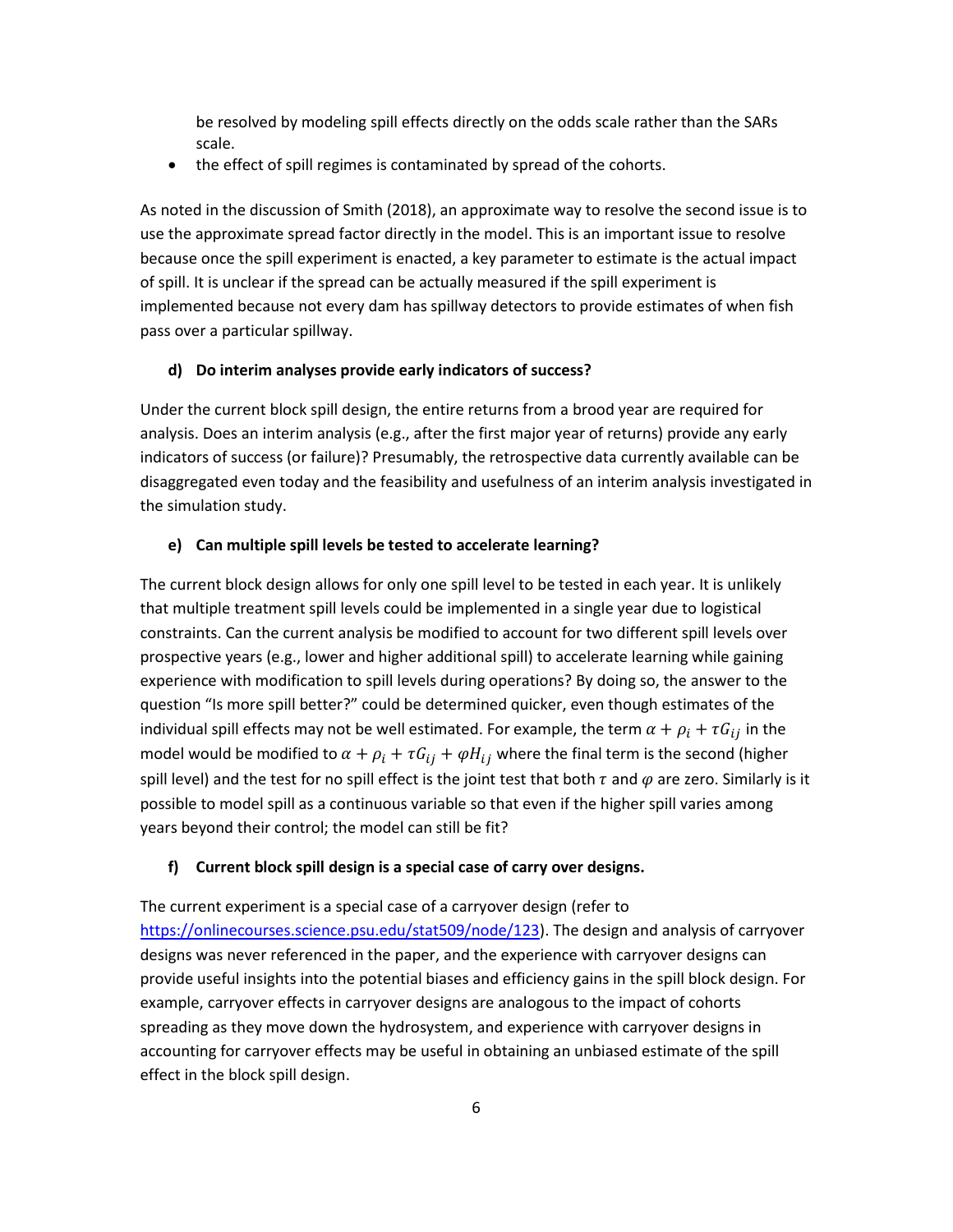be resolved by modeling spill effects directly on the odds scale rather than the SARs scale.

- the effect of spill regimes is contaminated by spread of the cohorts.

As noted in the discussion of Smith (2018), an approximate way to resolve the second issue is to use the approximate spread factor directly in the model. This is an important issue to resolve because once the spill experiment is enacted, a key parameter to estimate is the actual impact of spill. It is unclear if the spread can be actually measured if the spill experiment is implemented because not every dam has spillway detectors to provide estimates of when fish pass over a particular spillway.

#### d) Do interim analyses provide early indicators of success?

Under the current block spill design, the entire returns from a brood year are required for analysis. Does an interim analysis (e.g., after the first major year of returns) provide any early indicators of success (or failure)? Presumably, the retrospective data currently available can be disaggregated even today and the feasibility and usefulness of an interim analysis investigated in the simulation study.

#### e) Can multiple spill levels be tested to accelerate learning?

The current block design allows for only one spill level to be tested in each year. It is unlikely that multiple treatment spill levels could be implemented in a single year due to logistical constraints. Can the current analysis be modified to account for two different spill levels over prospective years (e.g., lower and higher additional spill) to accelerate learning while gaining experience with modification to spill levels during operations? By doing so, the answer to the question "Is more spill better?" could be determined quicker, even though estimates of the individual spill effects may not be well estimated. For example, the term $\alpha + \rho_i + \tau G_{ij}$ in the model would be modified to $\alpha + \rho_i + \tau G_{ij} + \varphi H_{ij}$ where the final term is the second (higher spill level) and the test for no spill effect is the joint test that both $\tau$ and $\varphi$ are zero. Similarly is it possible to model spill as a continuous variable so that even if the higher spill varies among years beyond their control; the model can still be fit?

#### f) Current block spill design is a special case of carry over designs.

The current experiment is a special case of a carryover design (refer to https://onlinecourses.science.psu.edu/stat509/node/123). The design and analysis of carryover designs was never referenced in the paper, and the experience with carryover designs can provide useful insights into the potential biases and efficiency gains in the spill block design. For example, carryover effects in carryover designs are analogous to the impact of cohorts spreading as they move down the hydrosystem, and experience with carryover designs in accounting for carryover effects may be useful in obtaining an unbiased estimate of the spill effect in the block spill design.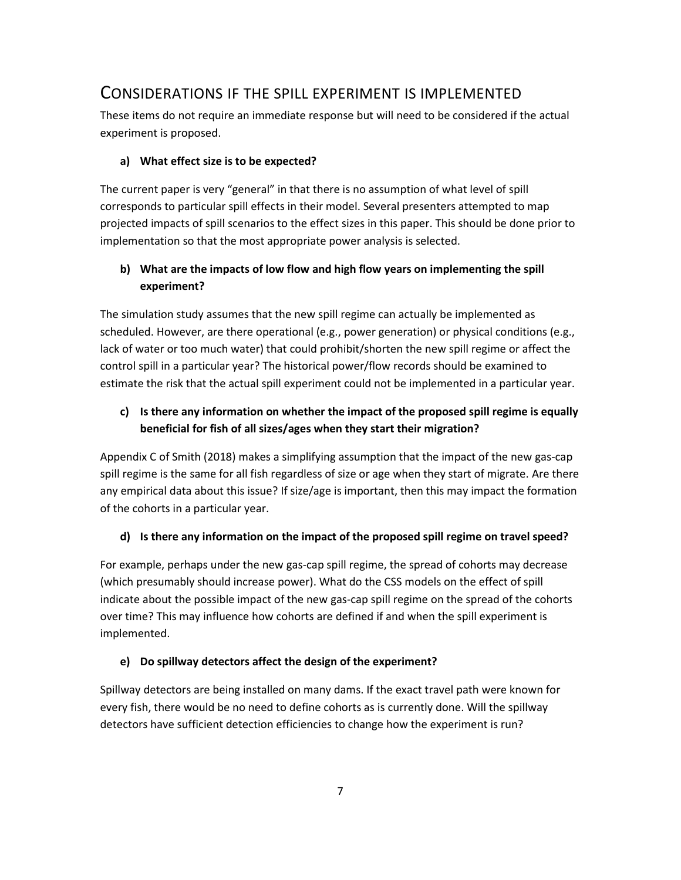## CONSIDERATIONS IF THE SPILL EXPERIMENT IS IMPLEMENTED

These items do not require an immediate response but will need to be considered if the actual experiment is proposed.

### a) What effect size is to be expected?

The current paper is very "general" in that there is no assumption of what level of spill corresponds to particular spill effects in their model. Several presenters attempted to map projected impacts of spill scenarios to the effect sizes in this paper. This should be done prior to implementation so that the most appropriate power analysis is selected.

### b) What are the impacts of low flow and high flow years on implementing the spill experiment?

The simulation study assumes that the new spill regime can actually be implemented as scheduled. However, are there operational (e.g., power generation) or physical conditions (e.g., lack of water or too much water) that could prohibit/shorten the new spill regime or affect the control spill in a particular year? The historical power/flow records should be examined to estimate the risk that the actual spill experiment could not be implemented in a particular year.

### c) Is there any information on whether the impact of the proposed spill regime is equally beneficial for fish of all sizes/ages when they start their migration?

Appendix C of Smith (2018) makes a simplifying assumption that the impact of the new gas-cap spill regime is the same for all fish regardless of size or age when they start of migrate. Are there any empirical data about this issue? If size/age is important, then this may impact the formation of the cohorts in a particular year.

### d) Is there any information on the impact of the proposed spill regime on travel speed?

For example, perhaps under the new gas-cap spill regime, the spread of cohorts may decrease (which presumably should increase power). What do the CSS models on the effect of spill indicate about the possible impact of the new gas-cap spill regime on the spread of the cohorts over time? This may influence how cohorts are defined if and when the spill experiment is implemented.

### e) Do spillway detectors affect the design of the experiment?

Spillway detectors are being installed on many dams. If the exact travel path were known for every fish, there would be no need to define cohorts as is currently done. Will the spillway detectors have sufficient detection efficiencies to change how the experiment is run?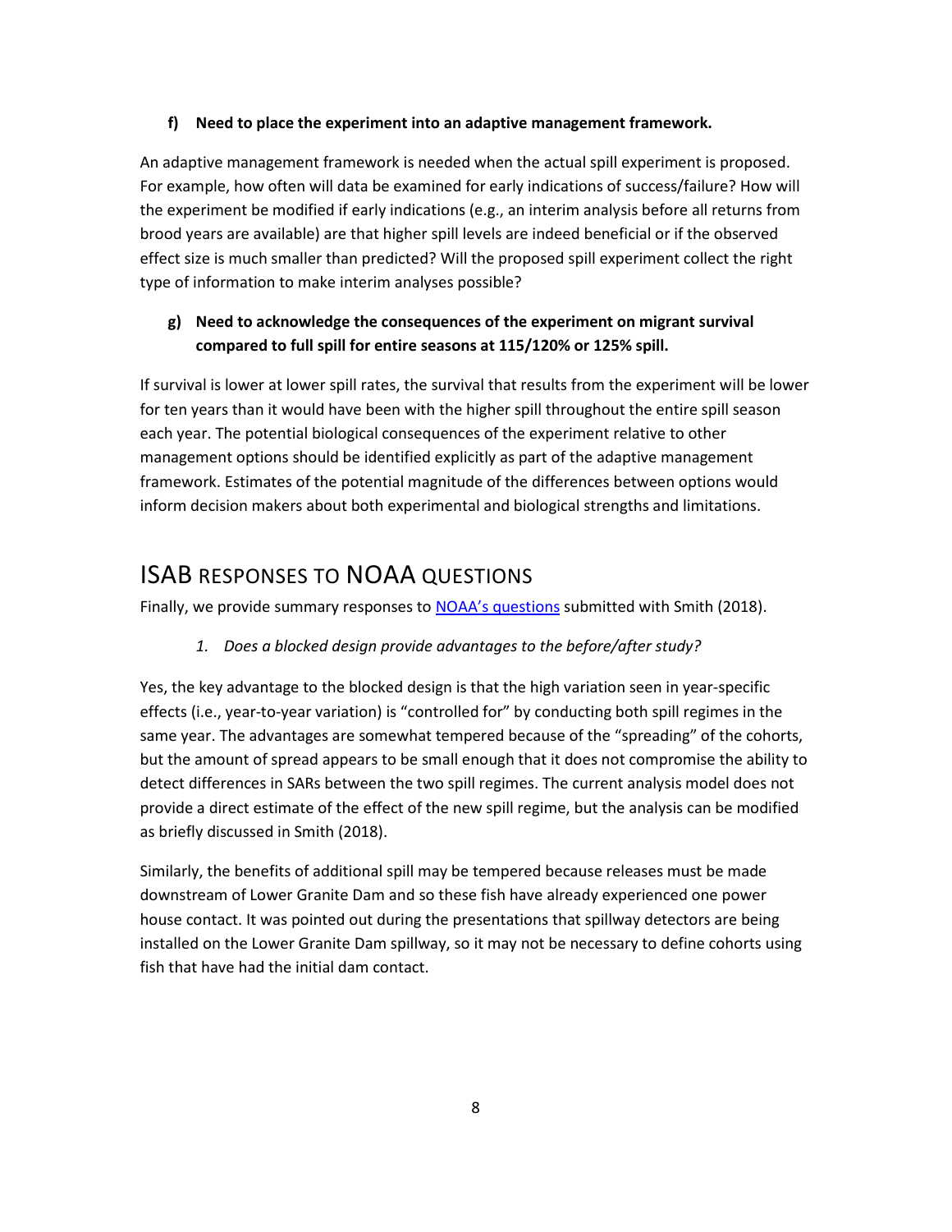**f) Need to place the experiment into an adaptive management framework.**

An adaptive management framework is needed when the actual spill experiment is proposed. For example, how often will data be examined for early indications of success/failure? How will the experiment be modified if early indications (e.g., an interim analysis before all returns from brood years are available) are that higher spill levels are indeed beneficial or if the observed effect size is much smaller than predicted? Will the proposed spill experiment collect the right type of information to make interim analyses possible?

**g) Need to acknowledge the consequences of the experiment on migrant survival compared to full spill for entire seasons at 115/120% or 125% spill.**

If survival is lower at lower spill rates, the survival that results from the experiment will be lower for ten years than it would have been with the higher spill throughout the entire spill season each year. The potential biological consequences of the experiment relative to other management options should be identified explicitly as part of the adaptive management framework. Estimates of the potential magnitude of the differences between options would inform decision makers about both experimental and biological strengths and limitations.

# ISAB RESPONSES TO NOAA QUESTIONS

Finally, we provide summary responses to [NOAA's questions](#) submitted with Smith (2018).

*1. Does a blocked design provide advantages to the before/after study?*

Yes, the key advantage to the blocked design is that the high variation seen in year-specific effects (i.e., year-to-year variation) is "controlled for" by conducting both spill regimes in the same year. The advantages are somewhat tempered because of the "spreading" of the cohorts, but the amount of spread appears to be small enough that it does not compromise the ability to detect differences in SARs between the two spill regimes. The current analysis model does not provide a direct estimate of the effect of the new spill regime, but the analysis can be modified as briefly discussed in Smith (2018).

Similarly, the benefits of additional spill may be tempered because releases must be made downstream of Lower Granite Dam and so these fish have already experienced one power house contact. It was pointed out during the presentations that spillway detectors are being installed on the Lower Granite Dam spillway, so it may not be necessary to define cohorts using fish that have had the initial dam contact.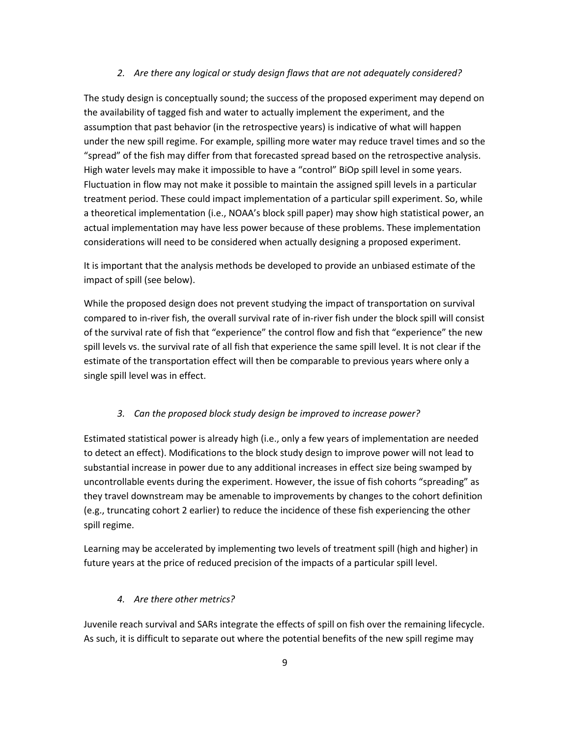*2. Are there any logical or study design flaws that are not adequately considered?*

The study design is conceptually sound; the success of the proposed experiment may depend on the availability of tagged fish and water to actually implement the experiment, and the assumption that past behavior (in the retrospective years) is indicative of what will happen under the new spill regime. For example, spilling more water may reduce travel times and so the "spread" of the fish may differ from that forecasted spread based on the retrospective analysis. High water levels may make it impossible to have a "control" BiOp spill level in some years. Fluctuation in flow may not make it possible to maintain the assigned spill levels in a particular treatment period. These could impact implementation of a particular spill experiment. So, while a theoretical implementation (i.e., NOAA's block spill paper) may show high statistical power, an actual implementation may have less power because of these problems. These implementation considerations will need to be considered when actually designing a proposed experiment.

It is important that the analysis methods be developed to provide an unbiased estimate of the impact of spill (see below).

While the proposed design does not prevent studying the impact of transportation on survival compared to in-river fish, the overall survival rate of in-river fish under the block spill will consist of the survival rate of fish that "experience" the control flow and fish that "experience" the new spill levels vs. the survival rate of all fish that experience the same spill level. It is not clear if the estimate of the transportation effect will then be comparable to previous years where only a single spill level was in effect.

*3. Can the proposed block study design be improved to increase power?*

Estimated statistical power is already high (i.e., only a few years of implementation are needed to detect an effect). Modifications to the block study design to improve power will not lead to substantial increase in power due to any additional increases in effect size being swamped by uncontrollable events during the experiment. However, the issue of fish cohorts "spreading" as they travel downstream may be amenable to improvements by changes to the cohort definition (e.g., truncating cohort 2 earlier) to reduce the incidence of these fish experiencing the other spill regime.

Learning may be accelerated by implementing two levels of treatment spill (high and higher) in future years at the price of reduced precision of the impacts of a particular spill level.

*4. Are there other metrics?*

Juvenile reach survival and SARs integrate the effects of spill on fish over the remaining lifecycle. As such, it is difficult to separate out where the potential benefits of the new spill regime may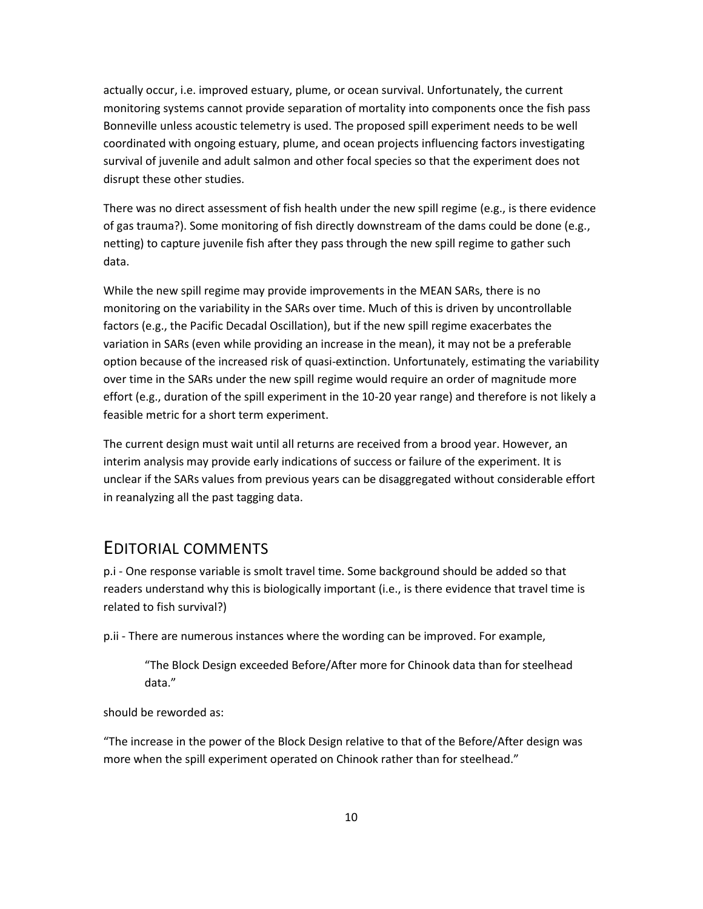actually occur, i.e. improved estuary, plume, or ocean survival. Unfortunately, the current monitoring systems cannot provide separation of mortality into components once the fish pass Bonneville unless acoustic telemetry is used. The proposed spill experiment needs to be well coordinated with ongoing estuary, plume, and ocean projects influencing factors investigating survival of juvenile and adult salmon and other focal species so that the experiment does not disrupt these other studies.

There was no direct assessment of fish health under the new spill regime (e.g., is there evidence of gas trauma?). Some monitoring of fish directly downstream of the dams could be done (e.g., netting) to capture juvenile fish after they pass through the new spill regime to gather such data.

While the new spill regime may provide improvements in the MEAN SARs, there is no monitoring on the variability in the SARs over time. Much of this is driven by uncontrollable factors (e.g., the Pacific Decadal Oscillation), but if the new spill regime exacerbates the variation in SARs (even while providing an increase in the mean), it may not be a preferable option because of the increased risk of quasi-extinction. Unfortunately, estimating the variability over time in the SARs under the new spill regime would require an order of magnitude more effort (e.g., duration of the spill experiment in the 10-20 year range) and therefore is not likely a feasible metric for a short term experiment.

The current design must wait until all returns are received from a brood year. However, an interim analysis may provide early indications of success or failure of the experiment. It is unclear if the SARs values from previous years can be disaggregated without considerable effort in reanalyzing all the past tagging data.

# EDITORIAL COMMENTS

p.i - One response variable is smolt travel time. Some background should be added so that readers understand why this is biologically important (i.e., is there evidence that travel time is related to fish survival?)

p.ii - There are numerous instances where the wording can be improved. For example,

> "The Block Design exceeded Before/After more for Chinook data than for steelhead data."

should be reworded as:

"The increase in the power of the Block Design relative to that of the Before/After design was more when the spill experiment operated on Chinook rather than for steelhead."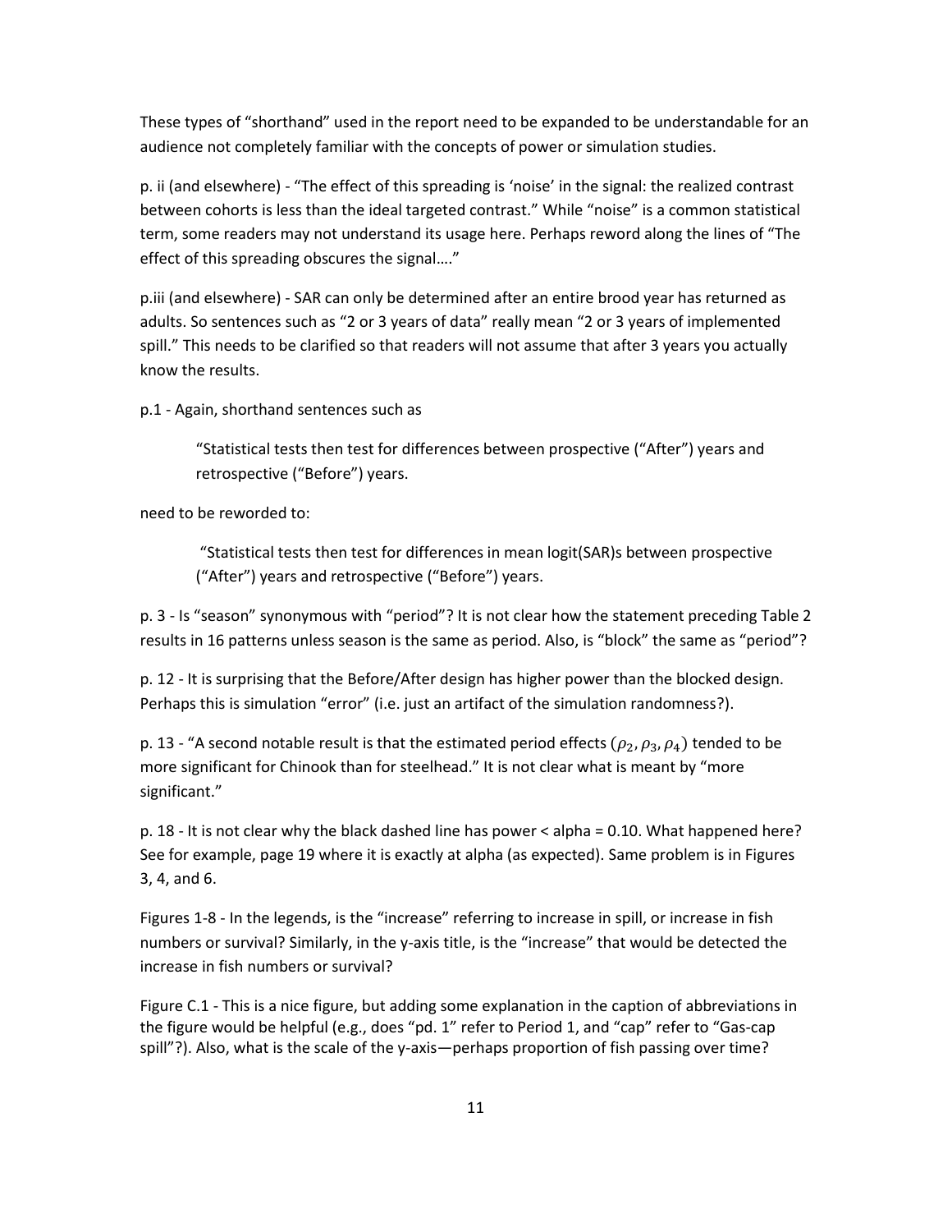These types of "shorthand" used in the report need to be expanded to be understandable for an audience not completely familiar with the concepts of power or simulation studies.

p. ii (and elsewhere) - "The effect of this spreading is 'noise' in the signal: the realized contrast between cohorts is less than the ideal targeted contrast." While "noise" is a common statistical term, some readers may not understand its usage here. Perhaps reword along the lines of "The effect of this spreading obscures the signal…."

p.iii (and elsewhere) - SAR can only be determined after an entire brood year has returned as adults. So sentences such as "2 or 3 years of data" really mean "2 or 3 years of implemented spill." This needs to be clarified so that readers will not assume that after 3 years you actually know the results.

p.1 - Again, shorthand sentences such as

> "Statistical tests then test for differences between prospective ("After") years and retrospective ("Before") years.

need to be reworded to:

> "Statistical tests then test for differences in mean logit(SAR)s between prospective ("After") years and retrospective ("Before") years.

p. 3 - Is "season" synonymous with "period"? It is not clear how the statement preceding Table 2 results in 16 patterns unless season is the same as period. Also, is "block" the same as "period"?

p. 12 - It is surprising that the Before/After design has higher power than the blocked design. Perhaps this is simulation "error" (i.e. just an artifact of the simulation randomness?).

p. 13 - "A second notable result is that the estimated period effects ($\rho_2, \rho_3, \rho_4$) tended to be more significant for Chinook than for steelhead." It is not clear what is meant by "more significant."

p. 18 - It is not clear why the black dashed line has power < alpha = 0.10. What happened here? See for example, page 19 where it is exactly at alpha (as expected). Same problem is in Figures 3, 4, and 6.

Figures 1-8 - In the legends, is the "increase" referring to increase in spill, or increase in fish numbers or survival? Similarly, in the y-axis title, is the "increase" that would be detected the increase in fish numbers or survival?

Figure C.1 - This is a nice figure, but adding some explanation in the caption of abbreviations in the figure would be helpful (e.g., does "pd. 1" refer to Period 1, and "cap" refer to "Gas-cap spill"?). Also, what is the scale of the y-axis—perhaps proportion of fish passing over time?